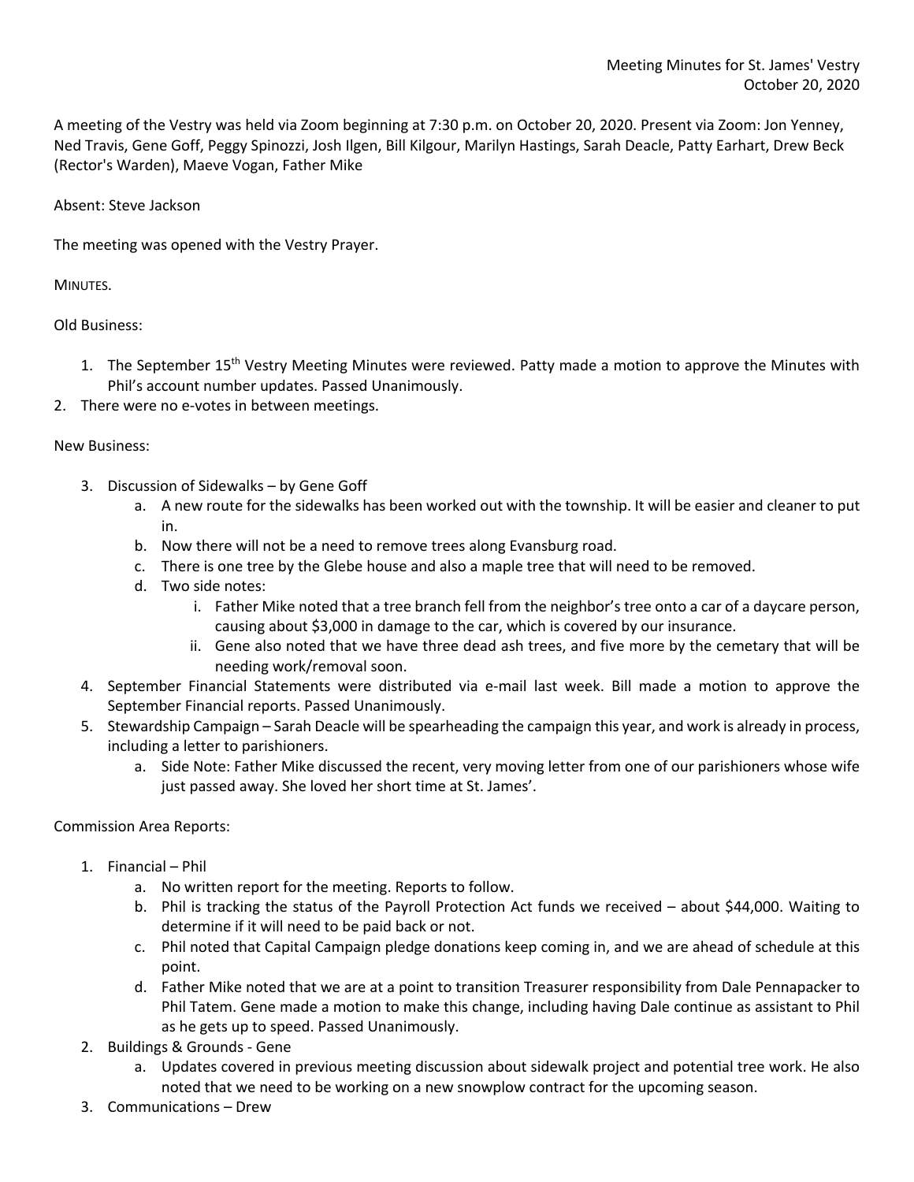Meeting Minutes for St. James' Vestry
October 20, 2020

A meeting of the Vestry was held via Zoom beginning at 7:30 p.m. on October 20, 2020. Present via Zoom: Jon Yenney, Ned Travis, Gene Goff, Peggy Spinozzi, Josh Ilgen, Bill Kilgour, Marilyn Hastings, Sarah Deacle, Patty Earhart, Drew Beck (Rector's Warden), Maeve Vogan, Father Mike

Absent: Steve Jackson

The meeting was opened with the Vestry Prayer.

MINUTES.

Old Business:

1. The September 15th Vestry Meeting Minutes were reviewed. Patty made a motion to approve the Minutes with Phil's account number updates. Passed Unanimously.
2. There were no e-votes in between meetings.

New Business:

3. Discussion of Sidewalks – by Gene Goff
   a. A new route for the sidewalks has been worked out with the township. It will be easier and cleaner to put in.
   b. Now there will not be a need to remove trees along Evansburg road.
   c. There is one tree by the Glebe house and also a maple tree that will need to be removed.
   d. Two side notes:
      i. Father Mike noted that a tree branch fell from the neighbor's tree onto a car of a daycare person, causing about $3,000 in damage to the car, which is covered by our insurance.
      ii. Gene also noted that we have three dead ash trees, and five more by the cemetary that will be needing work/removal soon.
4. September Financial Statements were distributed via e-mail last week. Bill made a motion to approve the September Financial reports. Passed Unanimously.
5. Stewardship Campaign – Sarah Deacle will be spearheading the campaign this year, and work is already in process, including a letter to parishioners.
   a. Side Note: Father Mike discussed the recent, very moving letter from one of our parishioners whose wife just passed away. She loved her short time at St. James'.

Commission Area Reports:

1. Financial – Phil
   a. No written report for the meeting. Reports to follow.
   b. Phil is tracking the status of the Payroll Protection Act funds we received – about $44,000. Waiting to determine if it will need to be paid back or not.
   c. Phil noted that Capital Campaign pledge donations keep coming in, and we are ahead of schedule at this point.
   d. Father Mike noted that we are at a point to transition Treasurer responsibility from Dale Pennapacker to Phil Tatem. Gene made a motion to make this change, including having Dale continue as assistant to Phil as he gets up to speed. Passed Unanimously.
2. Buildings & Grounds - Gene
   a. Updates covered in previous meeting discussion about sidewalk project and potential tree work. He also noted that we need to be working on a new snowplow contract for the upcoming season.
3. Communications – Drew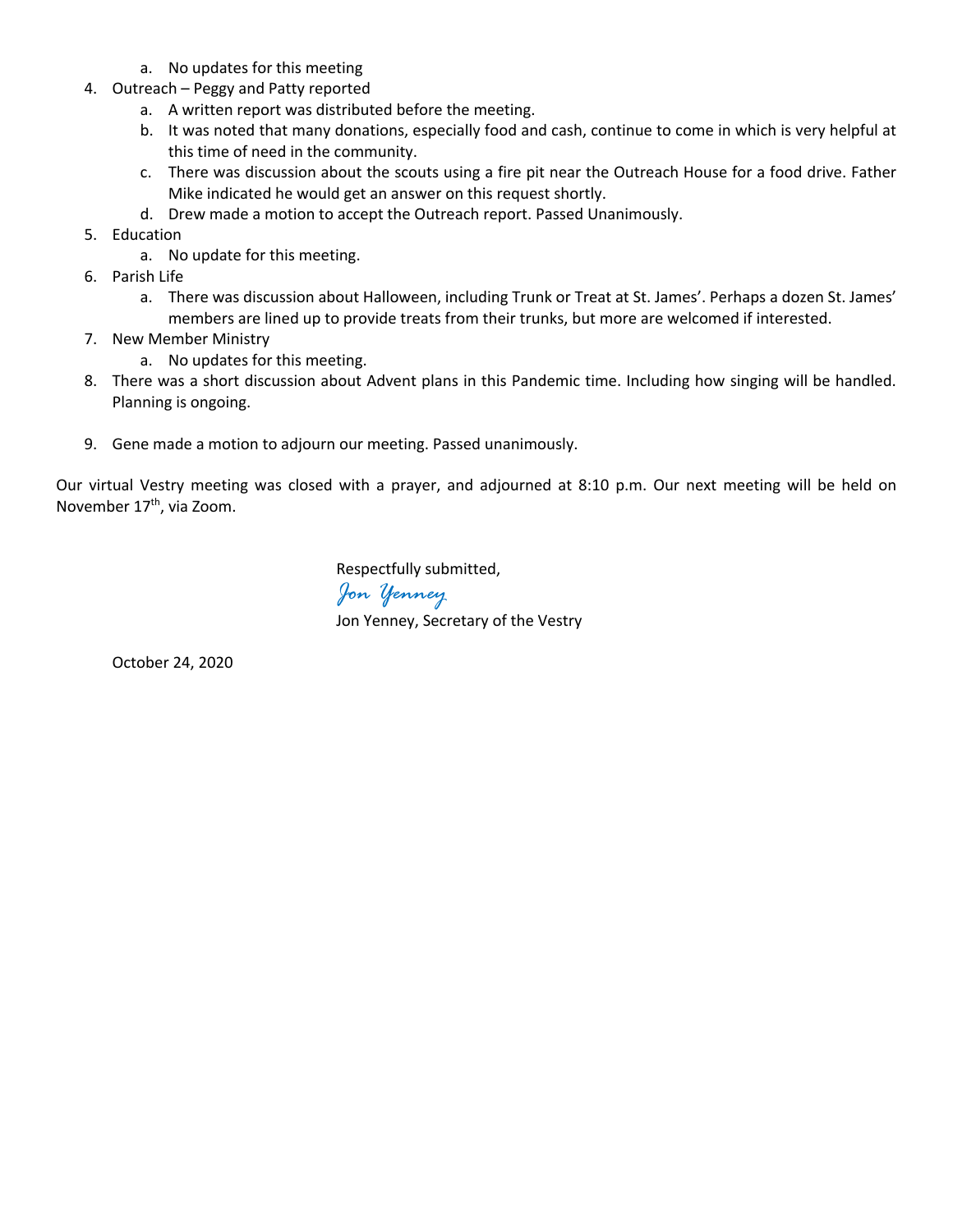a. No updates for this meeting

4. Outreach – Peggy and Patty reported
   a. A written report was distributed before the meeting.
   b. It was noted that many donations, especially food and cash, continue to come in which is very helpful at this time of need in the community.
   c. There was discussion about the scouts using a fire pit near the Outreach House for a food drive. Father Mike indicated he would get an answer on this request shortly.
   d. Drew made a motion to accept the Outreach report. Passed Unanimously.
5. Education
   a. No update for this meeting.
6. Parish Life
   a. There was discussion about Halloween, including Trunk or Treat at St. James'. Perhaps a dozen St. James' members are lined up to provide treats from their trunks, but more are welcomed if interested.
7. New Member Ministry
   a. No updates for this meeting.
8. There was a short discussion about Advent plans in this Pandemic time. Including how singing will be handled. Planning is ongoing.

9. Gene made a motion to adjourn our meeting. Passed unanimously.

Our virtual Vestry meeting was closed with a prayer, and adjourned at 8:10 p.m. Our next meeting will be held on November 17th, via Zoom.

Respectfully submitted,

*Jon Yenney*

Jon Yenney, Secretary of the Vestry

October 24, 2020